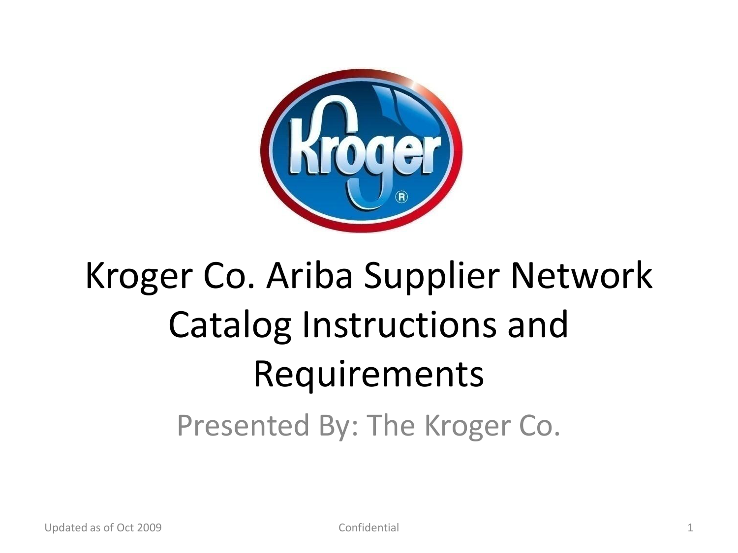# Kroger Co. Ariba Supplier Network Catalog Instructions and Requirements

Presented By: The Kroger Co.

Updated as of Oct 2009

Confidential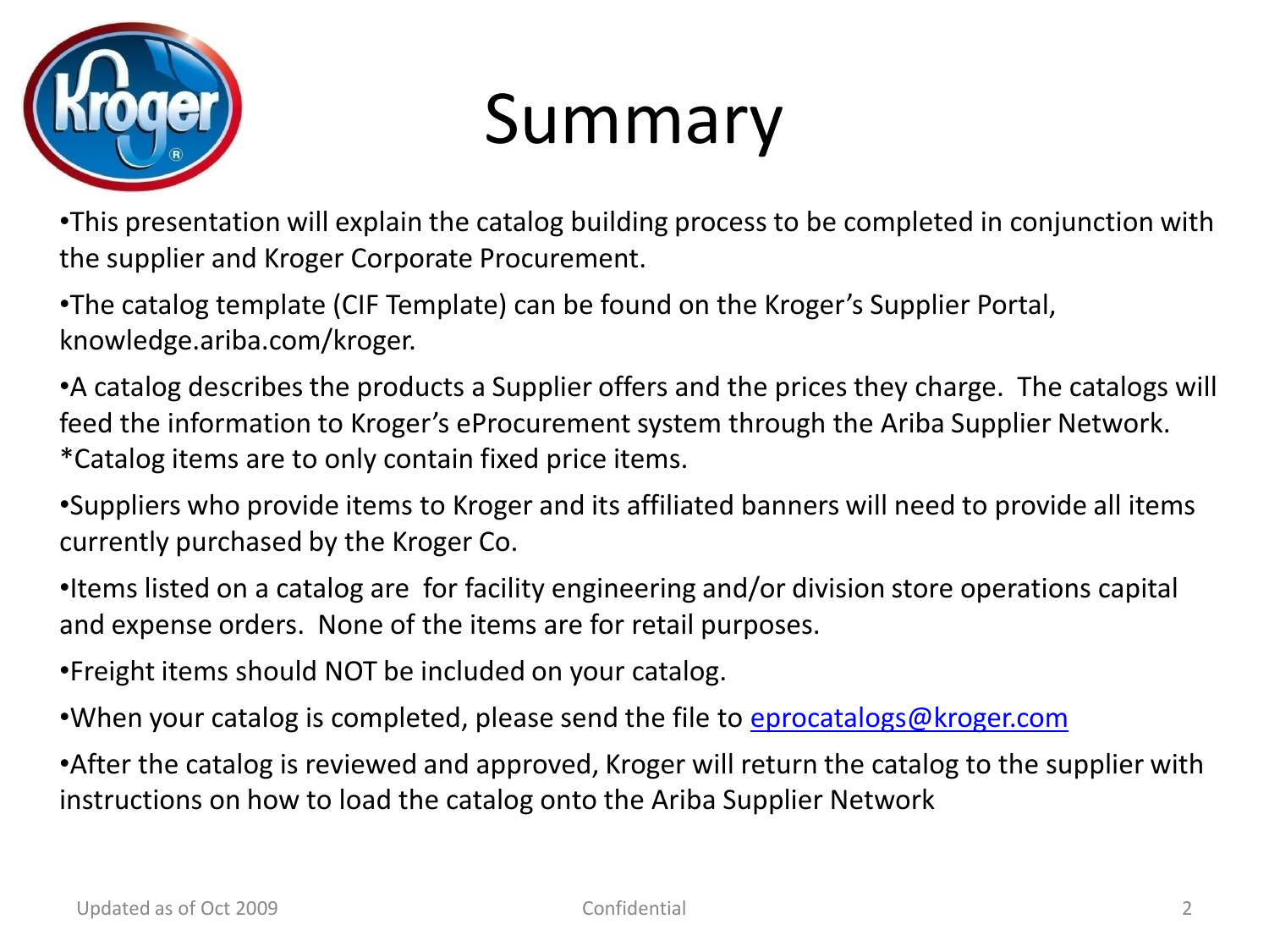# Summary

- This presentation will explain the catalog building process to be completed in conjunction with the supplier and Kroger Corporate Procurement.
- The catalog template (CIF Template) can be found on the Kroger's Supplier Portal, knowledge.ariba.com/kroger.
- A catalog describes the products a Supplier offers and the prices they charge. The catalogs will feed the information to Kroger's eProcurement system through the Ariba Supplier Network. *Catalog items are to only contain fixed price items.
- Suppliers who provide items to Kroger and its affiliated banners will need to provide all items currently purchased by the Kroger Co.
- Items listed on a catalog are for facility engineering and/or division store operations capital and expense orders. None of the items are for retail purposes.
- Freight items should NOT be included on your catalog.
- When your catalog is completed, please send the file to eprocatalogs@kroger.com
- After the catalog is reviewed and approved, Kroger will return the catalog to the supplier with instructions on how to load the catalog onto the Ariba Supplier Network

Updated as of Oct 2009

Confidential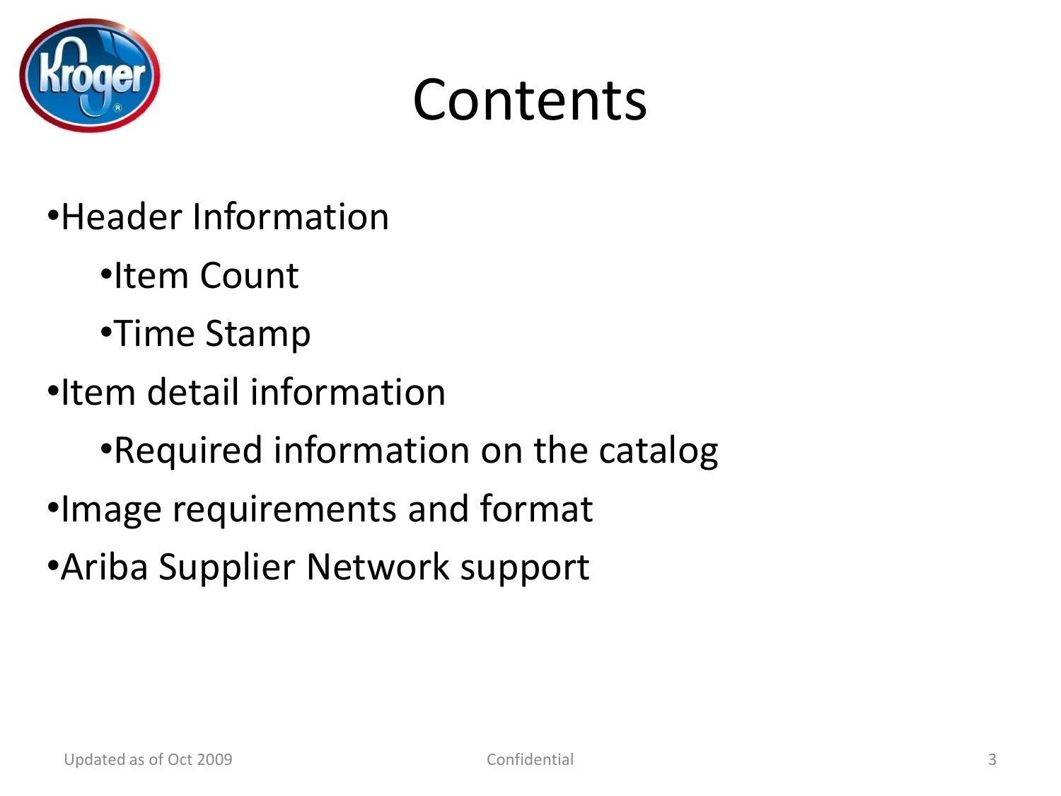# Contents

- Header Information
  - Item Count
  - Time Stamp
- Item detail information
  - Required information on the catalog
- Image requirements and format
- Ariba Supplier Network support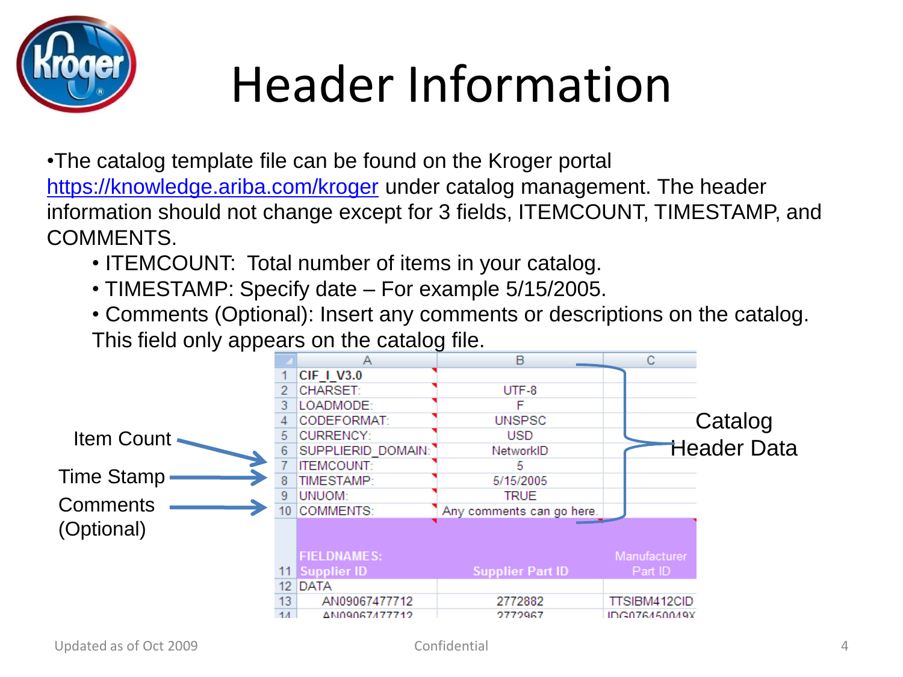# Header Information

- The catalog template file can be found on the Kroger portal https://knowledge.ariba.com/kroger under catalog management. The header information should not change except for 3 fields, ITEMCOUNT, TIMESTAMP, and COMMENTS.
  - ITEMCOUNT: Total number of items in your catalog.
  - TIMESTAMP: Specify date – For example 5/15/2005.
  - Comments (Optional): Insert any comments or descriptions on the catalog. This field only appears on the catalog file.

| | A | B | C |
|---|---|---|---|
| 1 | CIF_I_V3.0 | | |
| 2 | CHARSET: | UTF-8 | |
| 3 | LOADMODE: | F | |
| 4 | CODEFORMAT: | UNSPSC | |
| 5 | CURRENCY: | USD | |
| 6 | SUPPLIERID_DOMAIN: | NetworkID | |
| 7 | ITEMCOUNT: | 5 | |
| 8 | TIMESTAMP: | 5/15/2005 | |
| 9 | UNUOM: | TRUE | |
| 10 | COMMENTS: | Any comments can go here. | |
| 11 | FIELDNAMES: Supplier ID | Supplier Part ID | Manufacturer Part ID |
| 12 | DATA | | |
| 13 | AN09067477712 | 2772882 | TTSIBM412CID |
| 14 | AN09067477712 | 2772967 | IDG076450049X |

Item Count → row 7; Time Stamp → row 8; Comments (Optional) → row 10; Rows 1–10: Catalog Header Data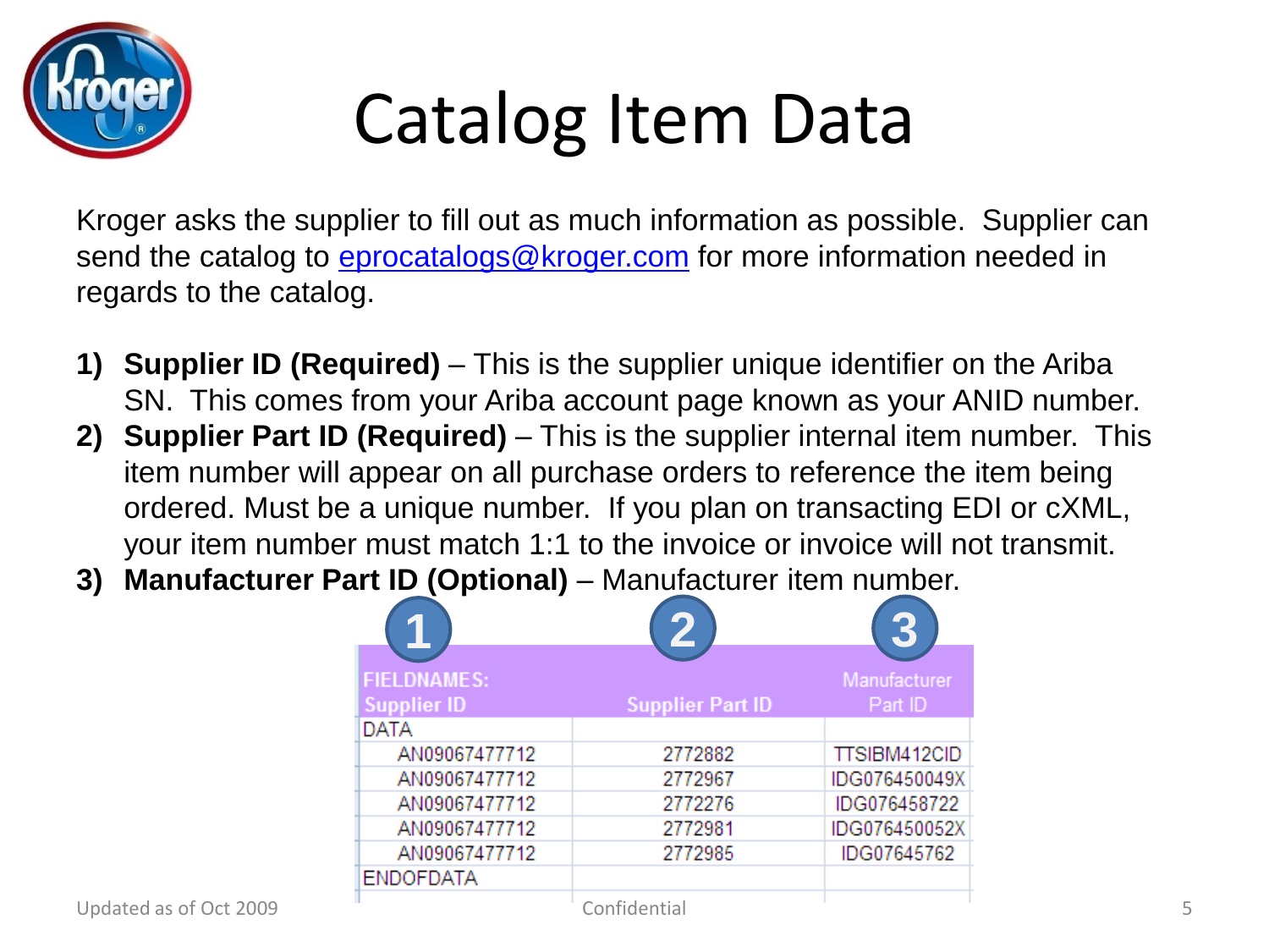# Catalog Item Data

Kroger asks the supplier to fill out as much information as possible. Supplier can send the catalog to eprocatalogs@kroger.com for more information needed in regards to the catalog.

1) **Supplier ID (Required)** – This is the supplier unique identifier on the Ariba SN. This comes from your Ariba account page known as your ANID number.
2) **Supplier Part ID (Required)** – This is the supplier internal item number. This item number will appear on all purchase orders to reference the item being ordered. Must be a unique number. If you plan on transacting EDI or cXML, your item number must match 1:1 to the invoice or invoice will not transmit.
3) **Manufacturer Part ID (Optional)** – Manufacturer item number.

| 1 | 2 | 3 |
|---|---|---|
| FIELDNAMES: Supplier ID | Supplier Part ID | Manufacturer Part ID |
| DATA | | |
| AN09067477712 | 2772882 | TTSIBM412CID |
| AN09067477712 | 2772967 | IDG076450049X |
| AN09067477712 | 2772276 | IDG076458722 |
| AN09067477712 | 2772981 | IDG076450052X |
| AN09067477712 | 2772985 | IDG07645762 |
| ENDOFDATA | | |

Updated as of Oct 2009 Confidential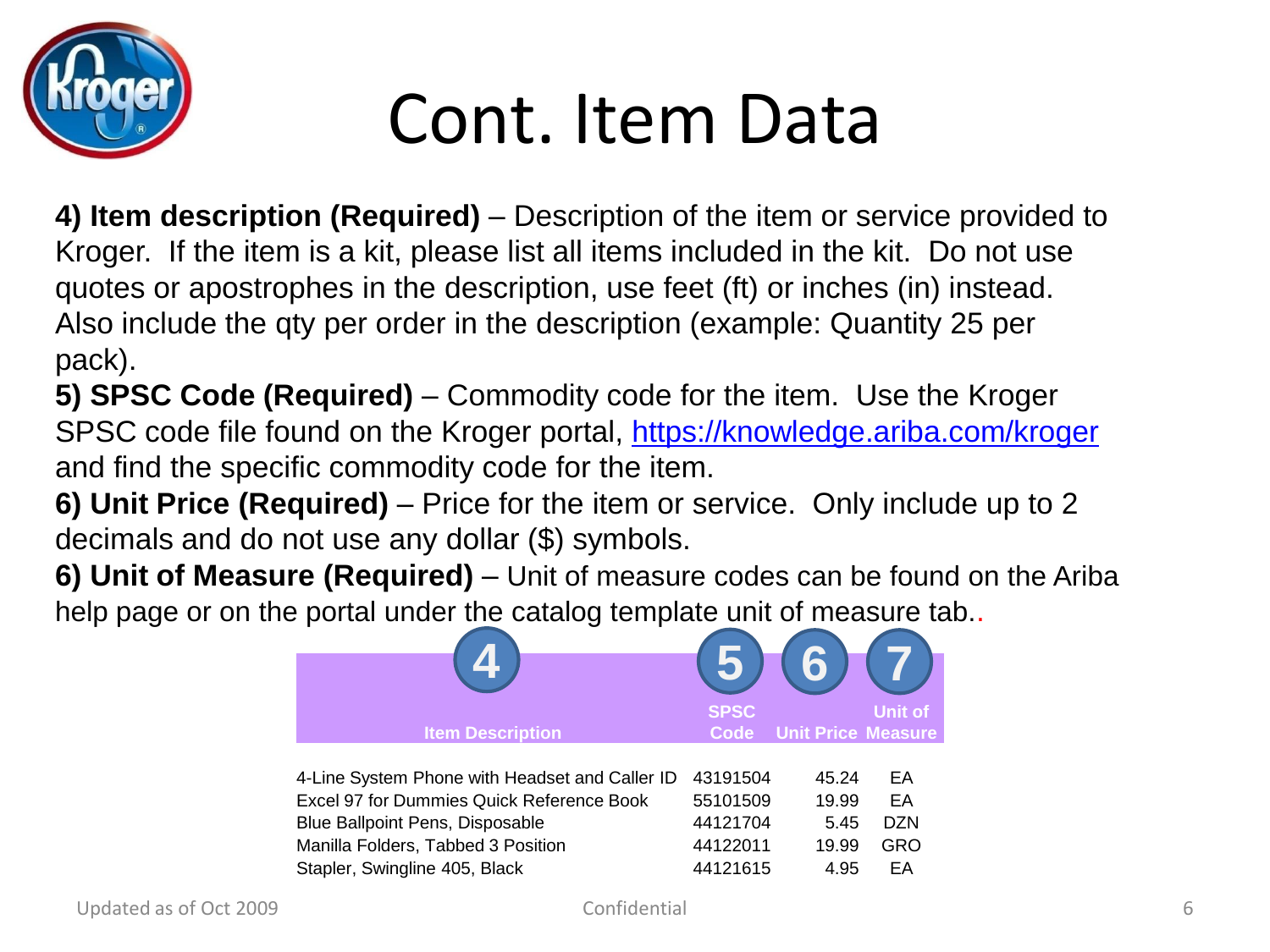# Cont. Item Data

**4) Item description (Required)** – Description of the item or service provided to Kroger. If the item is a kit, please list all items included in the kit. Do not use quotes or apostrophes in the description, use feet (ft) or inches (in) instead. Also include the qty per order in the description (example: Quantity 25 per pack).

**5) SPSC Code (Required)** – Commodity code for the item. Use the Kroger SPSC code file found on the Kroger portal, https://knowledge.ariba.com/kroger and find the specific commodity code for the item.

**6) Unit Price (Required)** – Price for the item or service. Only include up to 2 decimals and do not use any dollar ($) symbols.

**6) Unit of Measure (Required)** – Unit of measure codes can be found on the Ariba help page or on the portal under the catalog template unit of measure tab..

| 4 | 5 | 6 | 7 |
|---|---|---|---|
| Item Description | SPSC Code | Unit Price | Unit of Measure |
| 4-Line System Phone with Headset and Caller ID | 43191504 | 45.24 | EA |
| Excel 97 for Dummies Quick Reference Book | 55101509 | 19.99 | EA |
| Blue Ballpoint Pens, Disposable | 44121704 | 5.45 | DZN |
| Manilla Folders, Tabbed 3 Position | 44122011 | 19.99 | GRO |
| Stapler, Swingline 405, Black | 44121615 | 4.95 | EA |

Updated as of Oct 2009

Confidential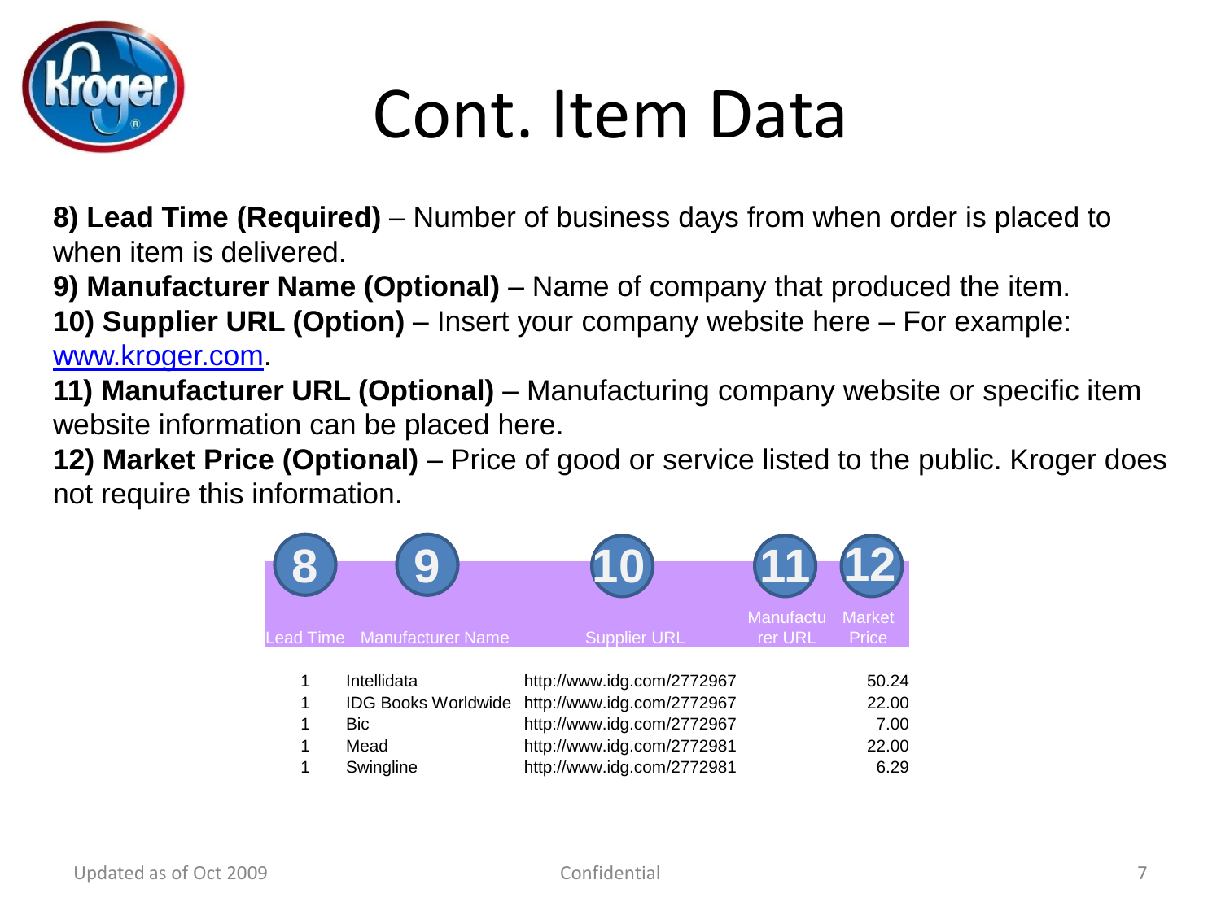# Cont. Item Data

**8) Lead Time (Required)** – Number of business days from when order is placed to when item is delivered.

**9) Manufacturer Name (Optional)** – Name of company that produced the item.

**10) Supplier URL (Option)** – Insert your company website here – For example: www.kroger.com.

**11) Manufacturer URL (Optional)** – Manufacturing company website or specific item website information can be placed here.

**12) Market Price (Optional)** – Price of good or service listed to the public. Kroger does not require this information.

| 8 Lead Time | 9 Manufacturer Name | 10 Supplier URL | 11 Manufacturer URL | 12 Market Price |
|---|---|---|---|---|
| 1 | Intellidata | http://www.idg.com/2772967 | | 50.24 |
| 1 | IDG Books Worldwide | http://www.idg.com/2772967 | | 22.00 |
| 1 | Bic | http://www.idg.com/2772967 | | 7.00 |
| 1 | Mead | http://www.idg.com/2772981 | | 22.00 |
| 1 | Swingline | http://www.idg.com/2772981 | | 6.29 |

Updated as of Oct 2009

Confidential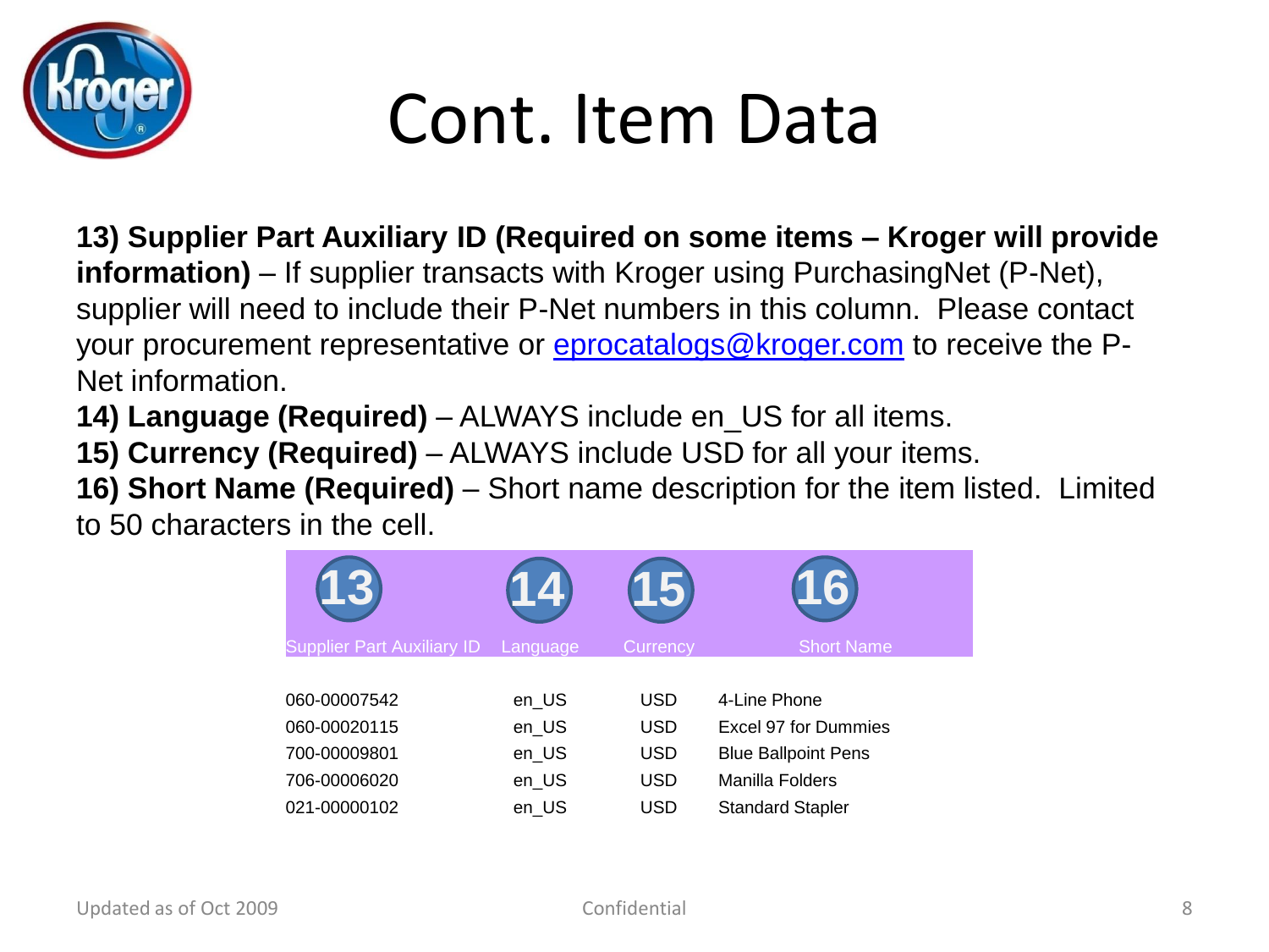# Cont. Item Data

**13) Supplier Part Auxiliary ID (Required on some items – Kroger will provide information)** – If supplier transacts with Kroger using PurchasingNet (P-Net), supplier will need to include their P-Net numbers in this column. Please contact your procurement representative or eprocatalogs@kroger.com to receive the P-Net information.

**14) Language (Required)** – ALWAYS include en_US for all items.

**15) Currency (Required)** – ALWAYS include USD for all your items.

**16) Short Name (Required)** – Short name description for the item listed. Limited to 50 characters in the cell.

| 13<br>Supplier Part Auxiliary ID | 14<br>Language | 15<br>Currency | 16<br>Short Name |
|---|---|---|---|
| 060-00007542 | en_US | USD | 4-Line Phone |
| 060-00020115 | en_US | USD | Excel 97 for Dummies |
| 700-00009801 | en_US | USD | Blue Ballpoint Pens |
| 706-00006020 | en_US | USD | Manilla Folders |
| 021-00000102 | en_US | USD | Standard Stapler |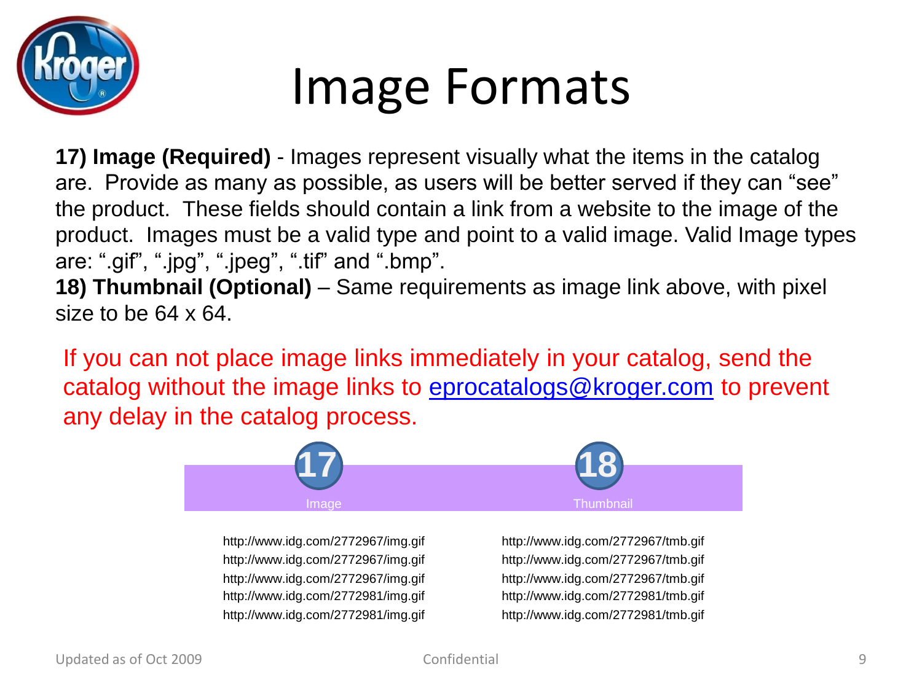# Image Formats

**17) Image (Required)** - Images represent visually what the items in the catalog are. Provide as many as possible, as users will be better served if they can "see" the product. These fields should contain a link from a website to the image of the product. Images must be a valid type and point to a valid image. Valid Image types are: ".gif", ".jpg", ".jpeg", ".tif" and ".bmp".
**18) Thumbnail (Optional)** – Same requirements as image link above, with pixel size to be 64 x 64.

If you can not place image links immediately in your catalog, send the catalog without the image links to eprocatalogs@kroger.com to prevent any delay in the catalog process.

| 17 Image | 18 Thumbnail |
|---|---|
| http://www.idg.com/2772967/img.gif | http://www.idg.com/2772967/tmb.gif |
| http://www.idg.com/2772967/img.gif | http://www.idg.com/2772967/tmb.gif |
| http://www.idg.com/2772967/img.gif | http://www.idg.com/2772967/tmb.gif |
| http://www.idg.com/2772981/img.gif | http://www.idg.com/2772981/tmb.gif |
| http://www.idg.com/2772981/img.gif | http://www.idg.com/2772981/tmb.gif |

Updated as of Oct 2009 Confidential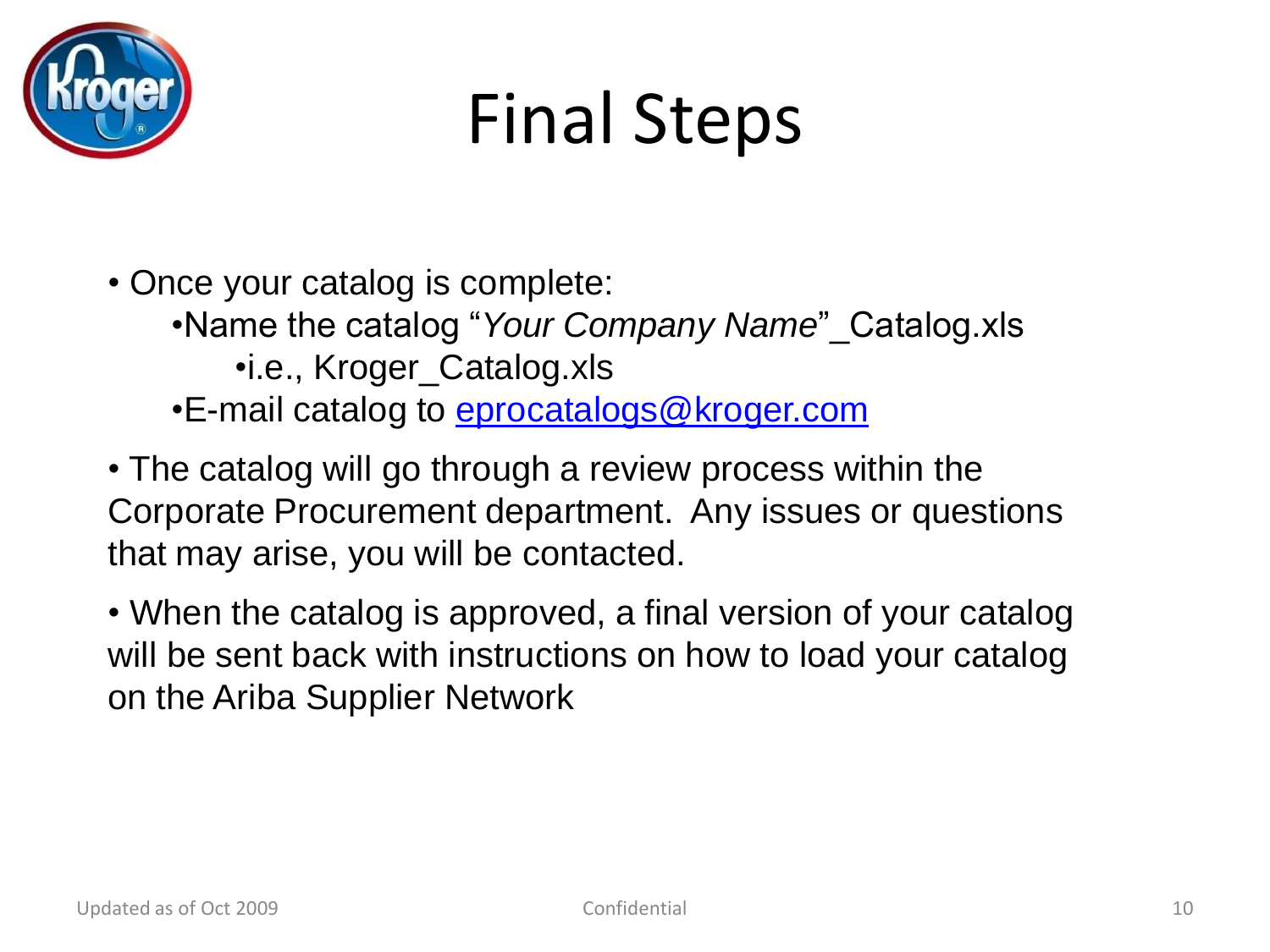# Final Steps

- Once your catalog is complete:
  - Name the catalog "*Your Company Name*"_Catalog.xls
    - i.e., Kroger_Catalog.xls
  - E-mail catalog to eprocatalogs@kroger.com

- The catalog will go through a review process within the Corporate Procurement department. Any issues or questions that may arise, you will be contacted.

- When the catalog is approved, a final version of your catalog will be sent back with instructions on how to load your catalog on the Ariba Supplier Network

Updated as of Oct 2009 Confidential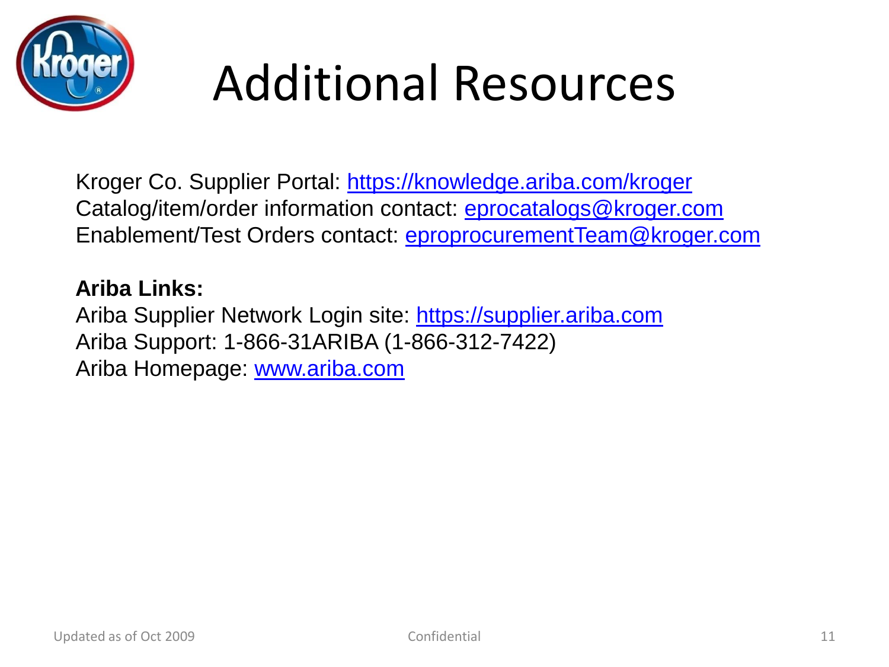# Additional Resources

Kroger Co. Supplier Portal: https://knowledge.ariba.com/kroger
Catalog/item/order information contact: eprocatalogs@kroger.com
Enablement/Test Orders contact: eproprocurementTeam@kroger.com

**Ariba Links:**
Ariba Supplier Network Login site: https://supplier.ariba.com
Ariba Support: 1-866-31ARIBA (1-866-312-7422)
Ariba Homepage: www.ariba.com

Updated as of Oct 2009

Confidential